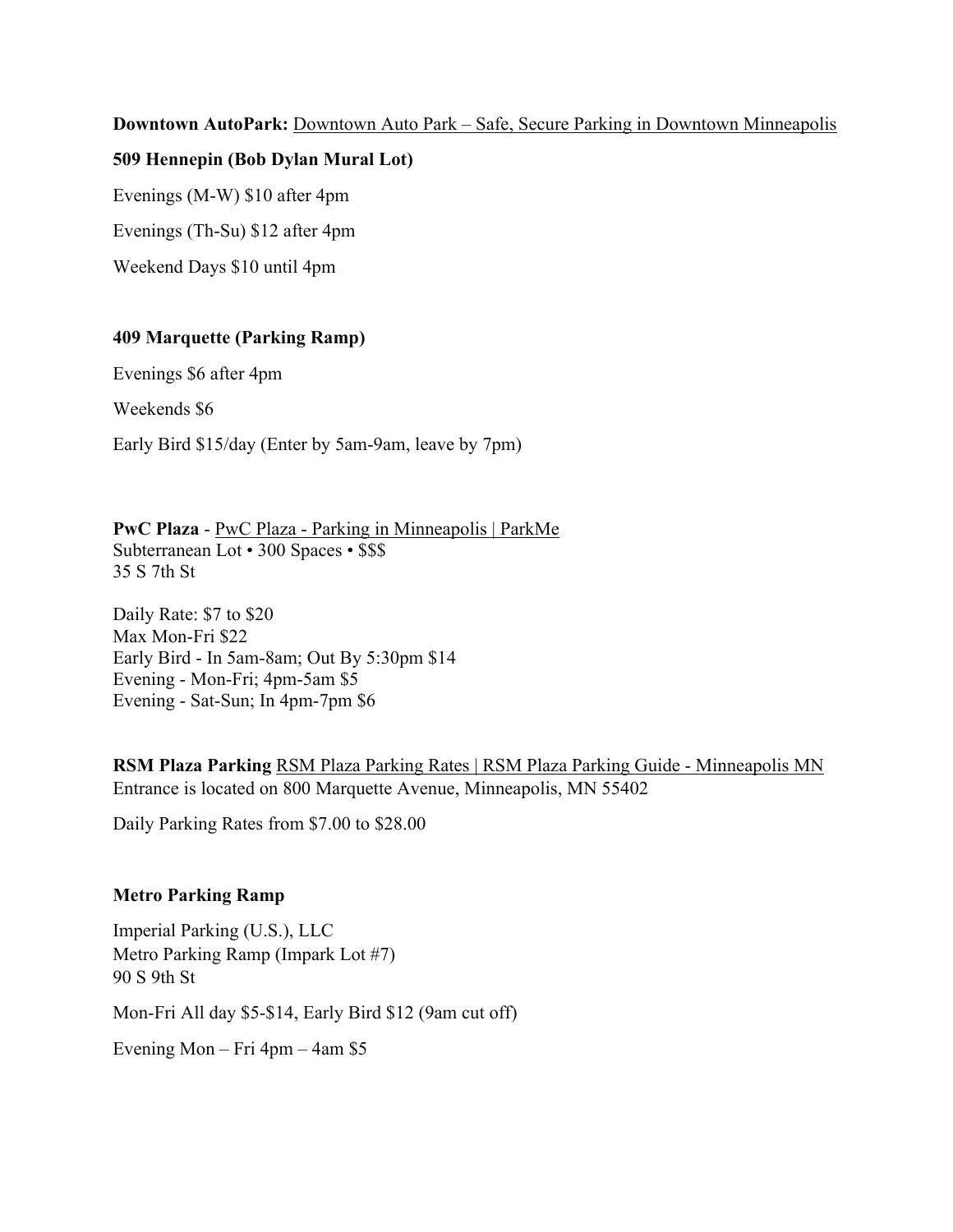**Downtown AutoPark:** Downtown Auto Park – Safe, Secure Parking in Downtown Minneapolis

**509 Hennepin (Bob Dylan Mural Lot)**

Evenings (M-W) $10 after 4pm

Evenings (Th-Su) $12 after 4pm

Weekend Days $10 until 4pm

**409 Marquette (Parking Ramp)**

Evenings $6 after 4pm

Weekends $6

Early Bird $15/day (Enter by 5am-9am, leave by 7pm)

**PwC Plaza** - PwC Plaza - Parking in Minneapolis | ParkMe
Subterranean Lot • 300 Spaces • $$$
35 S 7th St

Daily Rate: $7 to $20
Max Mon-Fri $22
Early Bird - In 5am-8am; Out By 5:30pm $14
Evening - Mon-Fri; 4pm-5am $5
Evening - Sat-Sun; In 4pm-7pm $6

**RSM Plaza Parking** RSM Plaza Parking Rates | RSM Plaza Parking Guide - Minneapolis MN
Entrance is located on 800 Marquette Avenue, Minneapolis, MN 55402

Daily Parking Rates from $7.00 to $28.00

**Metro Parking Ramp**

Imperial Parking (U.S.), LLC
Metro Parking Ramp (Impark Lot #7)
90 S 9th St

Mon-Fri All day $5-$14, Early Bird $12 (9am cut off)

Evening Mon – Fri 4pm – 4am $5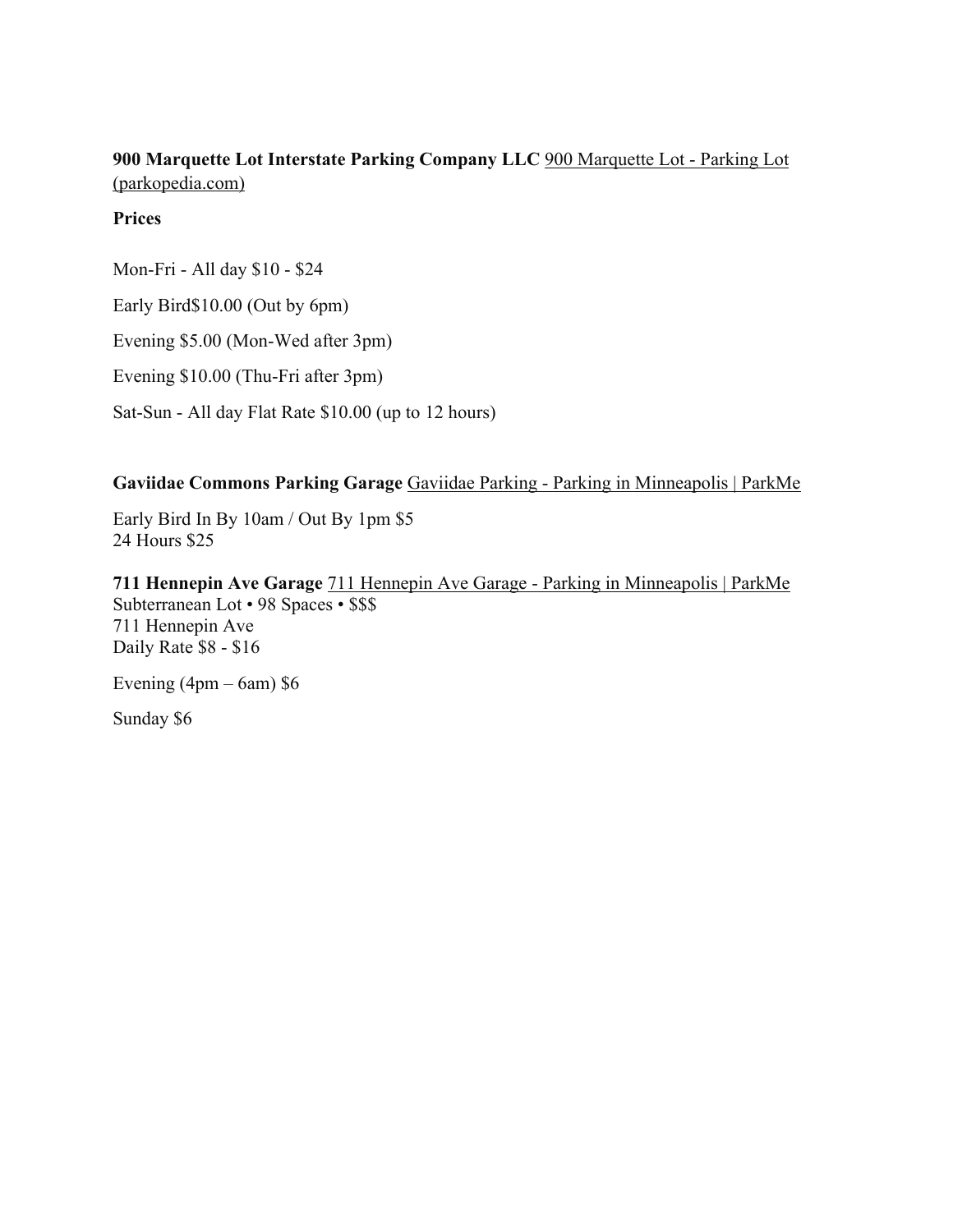**900 Marquette Lot Interstate Parking Company LLC** 900 Marquette Lot - Parking Lot (parkopedia.com)

**Prices**

Mon-Fri - All day $10 - $24

Early Bird$10.00 (Out by 6pm)

Evening $5.00 (Mon-Wed after 3pm)

Evening $10.00 (Thu-Fri after 3pm)

Sat-Sun - All day Flat Rate $10.00 (up to 12 hours)

**Gaviidae Commons Parking Garage** Gaviidae Parking - Parking in Minneapolis | ParkMe

Early Bird In By 10am / Out By 1pm $5
24 Hours $25

**711 Hennepin Ave Garage** 711 Hennepin Ave Garage - Parking in Minneapolis | ParkMe
Subterranean Lot • 98 Spaces • $$$
711 Hennepin Ave
Daily Rate $8 - $16

Evening (4pm – 6am) $6

Sunday $6